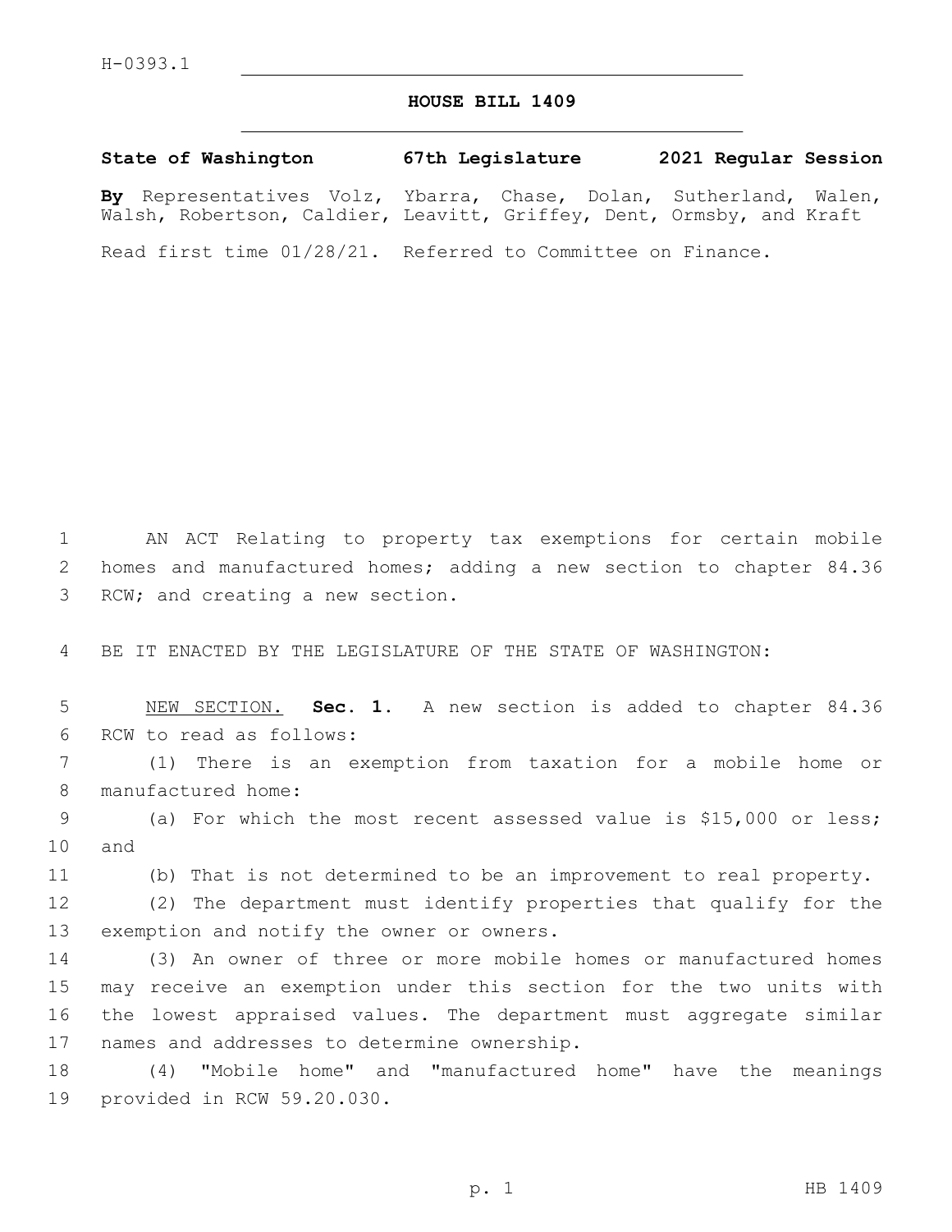H-0393.1

# HOUSE BILL 1409

**State of Washington 67th Legislature 2021 Regular Session**

**By** Representatives Volz, Ybarra, Chase, Dolan, Sutherland, Walen, Walsh, Robertson, Caldier, Leavitt, Griffey, Dent, Ormsby, and Kraft

Read first time 01/28/21. Referred to Committee on Finance.

AN ACT Relating to property tax exemptions for certain mobile homes and manufactured homes; adding a new section to chapter 84.36 RCW; and creating a new section.

BE IT ENACTED BY THE LEGISLATURE OF THE STATE OF WASHINGTON:

NEW SECTION. **Sec. 1.** A new section is added to chapter 84.36 RCW to read as follows:

(1) There is an exemption from taxation for a mobile home or manufactured home:

(a) For which the most recent assessed value is $15,000 or less; and

(b) That is not determined to be an improvement to real property.

(2) The department must identify properties that qualify for the exemption and notify the owner or owners.

(3) An owner of three or more mobile homes or manufactured homes may receive an exemption under this section for the two units with the lowest appraised values. The department must aggregate similar names and addresses to determine ownership.

(4) "Mobile home" and "manufactured home" have the meanings provided in RCW 59.20.030.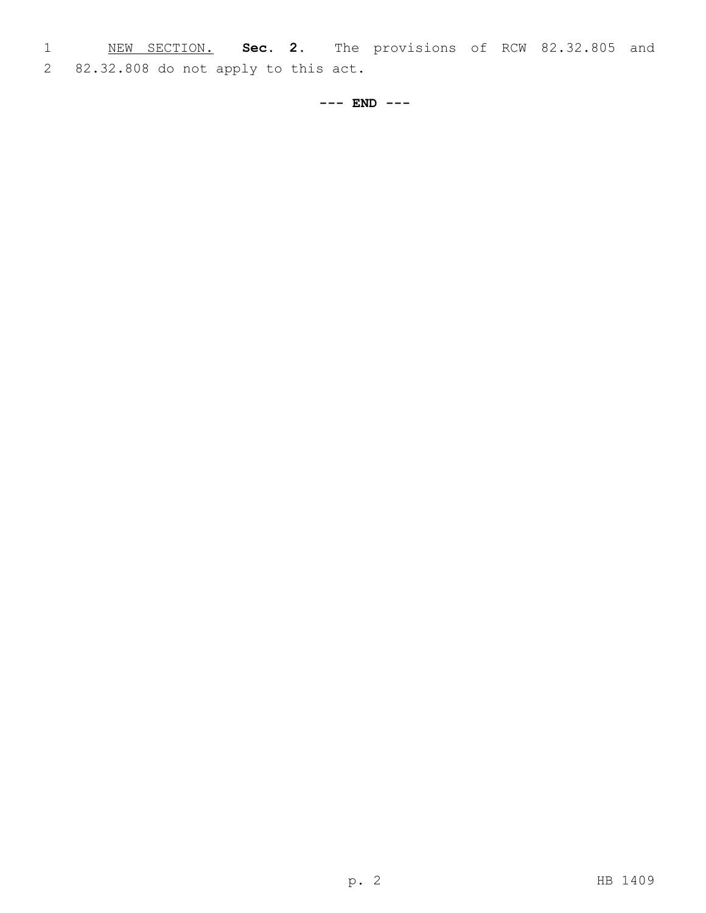<u>NEW SECTION.</u> **Sec. 2.** The provisions of RCW 82.32.805 and 82.32.808 do not apply to this act.

**--- END ---**